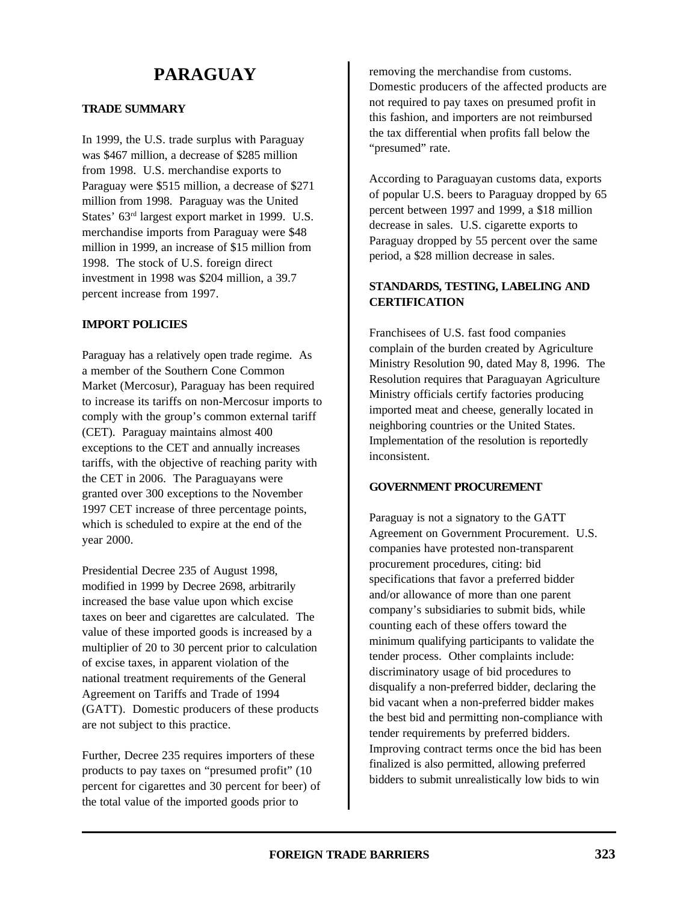# PARAGUAY

## TRADE SUMMARY

In 1999, the U.S. trade surplus with Paraguay was $467 million, a decrease of $285 million from 1998. U.S. merchandise exports to Paraguay were $515 million, a decrease of $271 million from 1998. Paraguay was the United States' 63rd largest export market in 1999. U.S. merchandise imports from Paraguay were $48 million in 1999, an increase of $15 million from 1998. The stock of U.S. foreign direct investment in 1998 was $204 million, a 39.7 percent increase from 1997.

## IMPORT POLICIES

Paraguay has a relatively open trade regime. As a member of the Southern Cone Common Market (Mercosur), Paraguay has been required to increase its tariffs on non-Mercosur imports to comply with the group's common external tariff (CET). Paraguay maintains almost 400 exceptions to the CET and annually increases tariffs, with the objective of reaching parity with the CET in 2006. The Paraguayans were granted over 300 exceptions to the November 1997 CET increase of three percentage points, which is scheduled to expire at the end of the year 2000.

Presidential Decree 235 of August 1998, modified in 1999 by Decree 2698, arbitrarily increased the base value upon which excise taxes on beer and cigarettes are calculated. The value of these imported goods is increased by a multiplier of 20 to 30 percent prior to calculation of excise taxes, in apparent violation of the national treatment requirements of the General Agreement on Tariffs and Trade of 1994 (GATT). Domestic producers of these products are not subject to this practice.

Further, Decree 235 requires importers of these products to pay taxes on "presumed profit" (10 percent for cigarettes and 30 percent for beer) of the total value of the imported goods prior to removing the merchandise from customs. Domestic producers of the affected products are not required to pay taxes on presumed profit in this fashion, and importers are not reimbursed the tax differential when profits fall below the "presumed" rate.

According to Paraguayan customs data, exports of popular U.S. beers to Paraguay dropped by 65 percent between 1997 and 1999, a $18 million decrease in sales. U.S. cigarette exports to Paraguay dropped by 55 percent over the same period, a $28 million decrease in sales.

## STANDARDS, TESTING, LABELING AND CERTIFICATION

Franchisees of U.S. fast food companies complain of the burden created by Agriculture Ministry Resolution 90, dated May 8, 1996. The Resolution requires that Paraguayan Agriculture Ministry officials certify factories producing imported meat and cheese, generally located in neighboring countries or the United States. Implementation of the resolution is reportedly inconsistent.

## GOVERNMENT PROCUREMENT

Paraguay is not a signatory to the GATT Agreement on Government Procurement. U.S. companies have protested non-transparent procurement procedures, citing: bid specifications that favor a preferred bidder and/or allowance of more than one parent company's subsidiaries to submit bids, while counting each of these offers toward the minimum qualifying participants to validate the tender process. Other complaints include: discriminatory usage of bid procedures to disqualify a non-preferred bidder, declaring the bid vacant when a non-preferred bidder makes the best bid and permitting non-compliance with tender requirements by preferred bidders. Improving contract terms once the bid has been finalized is also permitted, allowing preferred bidders to submit unrealistically low bids to win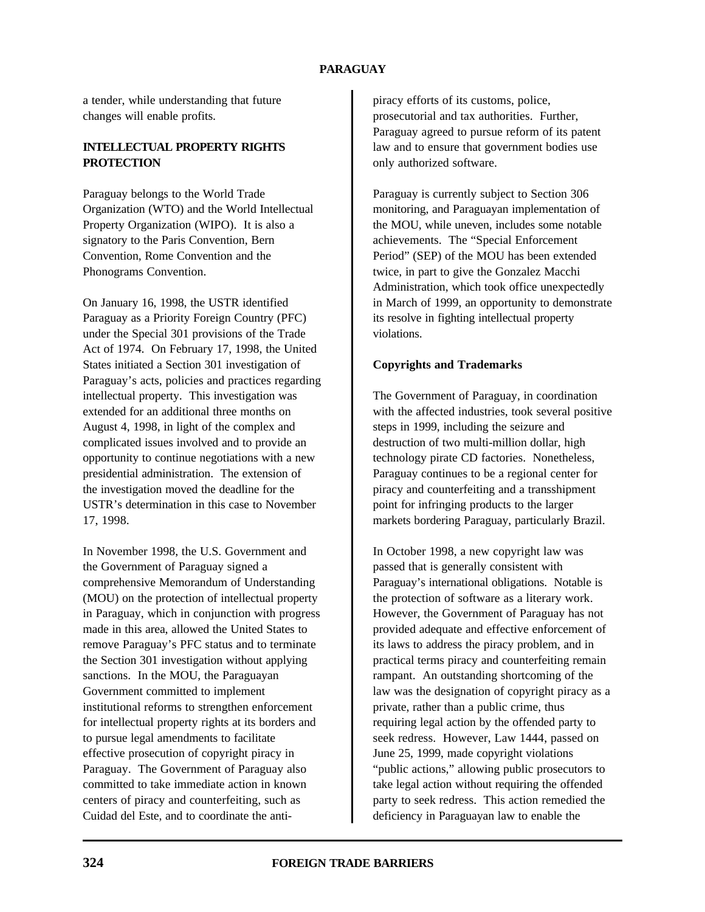a tender, while understanding that future changes will enable profits.

**INTELLECTUAL PROPERTY RIGHTS PROTECTION**

Paraguay belongs to the World Trade Organization (WTO) and the World Intellectual Property Organization (WIPO). It is also a signatory to the Paris Convention, Bern Convention, Rome Convention and the Phonograms Convention.

On January 16, 1998, the USTR identified Paraguay as a Priority Foreign Country (PFC) under the Special 301 provisions of the Trade Act of 1974. On February 17, 1998, the United States initiated a Section 301 investigation of Paraguay's acts, policies and practices regarding intellectual property. This investigation was extended for an additional three months on August 4, 1998, in light of the complex and complicated issues involved and to provide an opportunity to continue negotiations with a new presidential administration. The extension of the investigation moved the deadline for the USTR's determination in this case to November 17, 1998.

In November 1998, the U.S. Government and the Government of Paraguay signed a comprehensive Memorandum of Understanding (MOU) on the protection of intellectual property in Paraguay, which in conjunction with progress made in this area, allowed the United States to remove Paraguay's PFC status and to terminate the Section 301 investigation without applying sanctions. In the MOU, the Paraguayan Government committed to implement institutional reforms to strengthen enforcement for intellectual property rights at its borders and to pursue legal amendments to facilitate effective prosecution of copyright piracy in Paraguay. The Government of Paraguay also committed to take immediate action in known centers of piracy and counterfeiting, such as Cuidad del Este, and to coordinate the anti-piracy efforts of its customs, police, prosecutorial and tax authorities. Further, Paraguay agreed to pursue reform of its patent law and to ensure that government bodies use only authorized software.

Paraguay is currently subject to Section 306 monitoring, and Paraguayan implementation of the MOU, while uneven, includes some notable achievements. The "Special Enforcement Period" (SEP) of the MOU has been extended twice, in part to give the Gonzalez Macchi Administration, which took office unexpectedly in March of 1999, an opportunity to demonstrate its resolve in fighting intellectual property violations.

**Copyrights and Trademarks**

The Government of Paraguay, in coordination with the affected industries, took several positive steps in 1999, including the seizure and destruction of two multi-million dollar, high technology pirate CD factories. Nonetheless, Paraguay continues to be a regional center for piracy and counterfeiting and a transshipment point for infringing products to the larger markets bordering Paraguay, particularly Brazil.

In October 1998, a new copyright law was passed that is generally consistent with Paraguay's international obligations. Notable is the protection of software as a literary work. However, the Government of Paraguay has not provided adequate and effective enforcement of its laws to address the piracy problem, and in practical terms piracy and counterfeiting remain rampant. An outstanding shortcoming of the law was the designation of copyright piracy as a private, rather than a public crime, thus requiring legal action by the offended party to seek redress. However, Law 1444, passed on June 25, 1999, made copyright violations "public actions," allowing public prosecutors to take legal action without requiring the offended party to seek redress. This action remedied the deficiency in Paraguayan law to enable the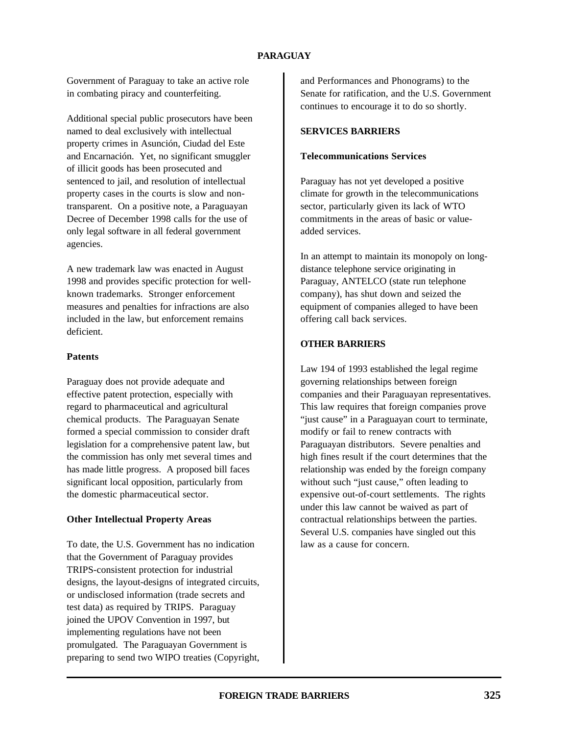Government of Paraguay to take an active role in combating piracy and counterfeiting.

Additional special public prosecutors have been named to deal exclusively with intellectual property crimes in Asunción, Ciudad del Este and Encarnación. Yet, no significant smuggler of illicit goods has been prosecuted and sentenced to jail, and resolution of intellectual property cases in the courts is slow and non-transparent. On a positive note, a Paraguayan Decree of December 1998 calls for the use of only legal software in all federal government agencies.

A new trademark law was enacted in August 1998 and provides specific protection for well-known trademarks. Stronger enforcement measures and penalties for infractions are also included in the law, but enforcement remains deficient.

**Patents**

Paraguay does not provide adequate and effective patent protection, especially with regard to pharmaceutical and agricultural chemical products. The Paraguayan Senate formed a special commission to consider draft legislation for a comprehensive patent law, but the commission has only met several times and has made little progress. A proposed bill faces significant local opposition, particularly from the domestic pharmaceutical sector.

**Other Intellectual Property Areas**

To date, the U.S. Government has no indication that the Government of Paraguay provides TRIPS-consistent protection for industrial designs, the layout-designs of integrated circuits, or undisclosed information (trade secrets and test data) as required by TRIPS. Paraguay joined the UPOV Convention in 1997, but implementing regulations have not been promulgated. The Paraguayan Government is preparing to send two WIPO treaties (Copyright, and Performances and Phonograms) to the Senate for ratification, and the U.S. Government continues to encourage it to do so shortly.

## SERVICES BARRIERS

**Telecommunications Services**

Paraguay has not yet developed a positive climate for growth in the telecommunications sector, particularly given its lack of WTO commitments in the areas of basic or value-added services.

In an attempt to maintain its monopoly on long-distance telephone service originating in Paraguay, ANTELCO (state run telephone company), has shut down and seized the equipment of companies alleged to have been offering call back services.

## OTHER BARRIERS

Law 194 of 1993 established the legal regime governing relationships between foreign companies and their Paraguayan representatives. This law requires that foreign companies prove "just cause" in a Paraguayan court to terminate, modify or fail to renew contracts with Paraguayan distributors. Severe penalties and high fines result if the court determines that the relationship was ended by the foreign company without such "just cause," often leading to expensive out-of-court settlements. The rights under this law cannot be waived as part of contractual relationships between the parties. Several U.S. companies have singled out this law as a cause for concern.